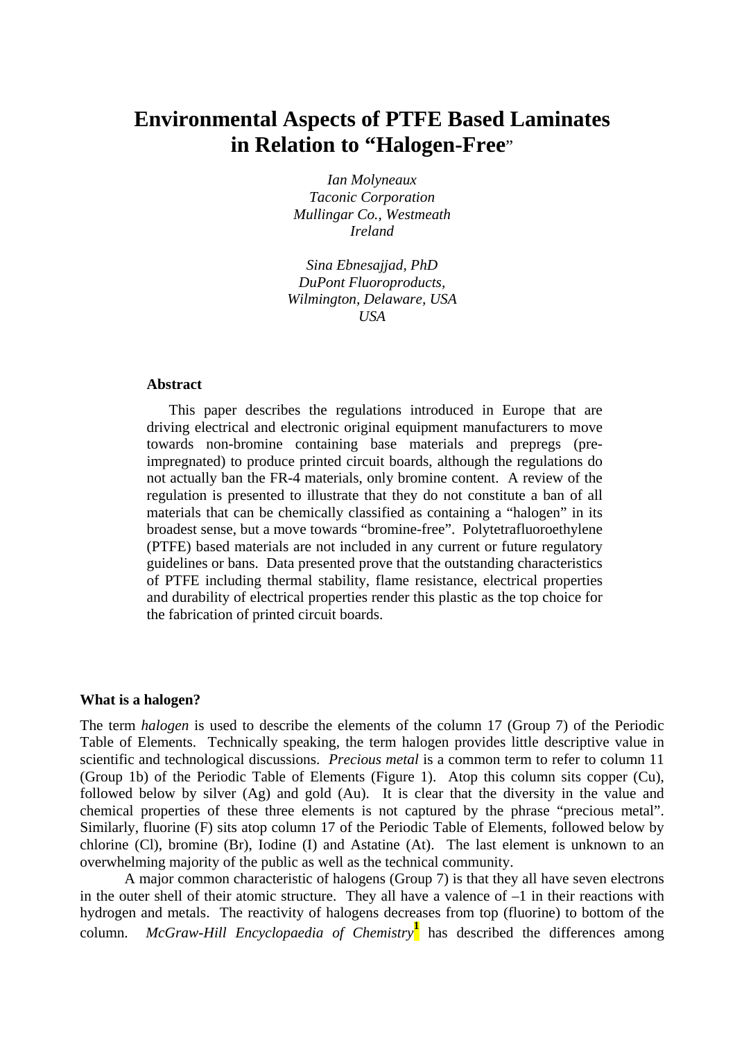# Environmental Aspects of PTFE Based Laminates in Relation to "Halogen-Free"

*Ian Molyneaux*
*Taconic Corporation*
*Mullingar Co., Westmeath*
*Ireland*

*Sina Ebnesajjad, PhD*
*DuPont Fluoroproducts,*
*Wilmington, Delaware, USA*
*USA*

**Abstract**

This paper describes the regulations introduced in Europe that are driving electrical and electronic original equipment manufacturers to move towards non-bromine containing base materials and prepregs (pre-impregnated) to produce printed circuit boards, although the regulations do not actually ban the FR-4 materials, only bromine content. A review of the regulation is presented to illustrate that they do not constitute a ban of all materials that can be chemically classified as containing a "halogen" in its broadest sense, but a move towards "bromine-free". Polytetrafluoroethylene (PTFE) based materials are not included in any current or future regulatory guidelines or bans. Data presented prove that the outstanding characteristics of PTFE including thermal stability, flame resistance, electrical properties and durability of electrical properties render this plastic as the top choice for the fabrication of printed circuit boards.

**What is a halogen?**

The term *halogen* is used to describe the elements of the column 17 (Group 7) of the Periodic Table of Elements. Technically speaking, the term halogen provides little descriptive value in scientific and technological discussions. *Precious metal* is a common term to refer to column 11 (Group 1b) of the Periodic Table of Elements (Figure 1). Atop this column sits copper (Cu), followed below by silver (Ag) and gold (Au). It is clear that the diversity in the value and chemical properties of these three elements is not captured by the phrase "precious metal". Similarly, fluorine (F) sits atop column 17 of the Periodic Table of Elements, followed below by chlorine (Cl), bromine (Br), Iodine (I) and Astatine (At). The last element is unknown to an overwhelming majority of the public as well as the technical community.

A major common characteristic of halogens (Group 7) is that they all have seven electrons in the outer shell of their atomic structure. They all have a valence of –1 in their reactions with hydrogen and metals. The reactivity of halogens decreases from top (fluorine) to bottom of the column. *McGraw-Hill Encyclopaedia of Chemistry*[1] has described the differences among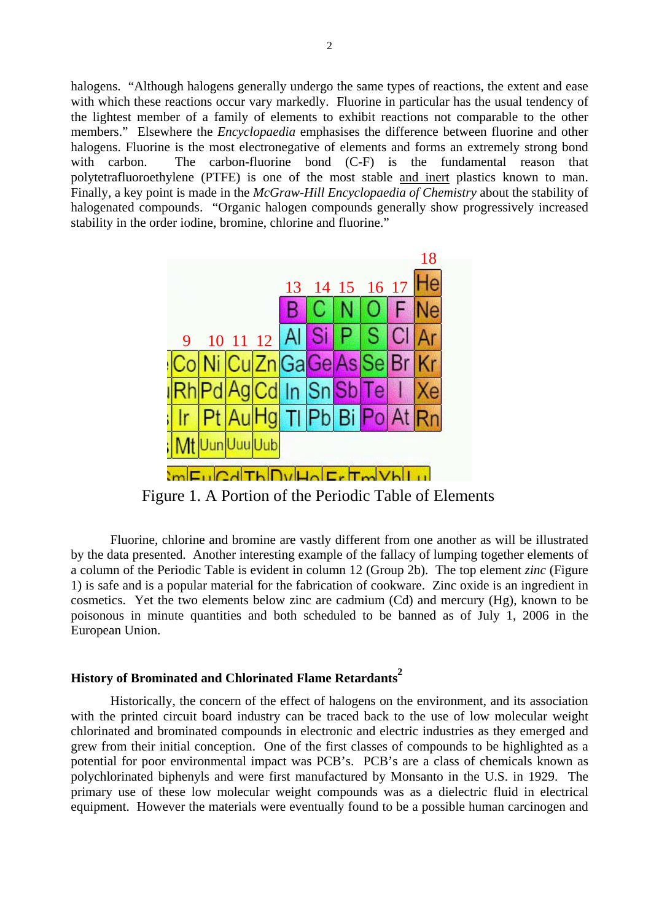halogens. "Although halogens generally undergo the same types of reactions, the extent and ease with which these reactions occur vary markedly. Fluorine in particular has the usual tendency of the lightest member of a family of elements to exhibit reactions not comparable to the other members." Elsewhere the *Encyclopaedia* emphasises the difference between fluorine and other halogens. Fluorine is the most electronegative of elements and forms an extremely strong bond with carbon. The carbon-fluorine bond (C-F) is the fundamental reason that polytetrafluoroethylene (PTFE) is one of the most stable and inert plastics known to man. Finally, a key point is made in the *McGraw-Hill Encyclopaedia of Chemistry* about the stability of halogenated compounds. "Organic halogen compounds generally show progressively increased stability in the order iodine, bromine, chlorine and fluorine."

Figure 1. A Portion of the Periodic Table of Elements

Fluorine, chlorine and bromine are vastly different from one another as will be illustrated by the data presented. Another interesting example of the fallacy of lumping together elements of a column of the Periodic Table is evident in column 12 (Group 2b). The top element *zinc* (Figure 1) is safe and is a popular material for the fabrication of cookware. Zinc oxide is an ingredient in cosmetics. Yet the two elements below zinc are cadmium (Cd) and mercury (Hg), known to be poisonous in minute quantities and both scheduled to be banned as of July 1, 2006 in the European Union.

### History of Brominated and Chlorinated Flame Retardants[2]

Historically, the concern of the effect of halogens on the environment, and its association with the printed circuit board industry can be traced back to the use of low molecular weight chlorinated and brominated compounds in electronic and electric industries as they emerged and grew from their initial conception. One of the first classes of compounds to be highlighted as a potential for poor environmental impact was PCB's. PCB's are a class of chemicals known as polychlorinated biphenyls and were first manufactured by Monsanto in the U.S. in 1929. The primary use of these low molecular weight compounds was as a dielectric fluid in electrical equipment. However the materials were eventually found to be a possible human carcinogen and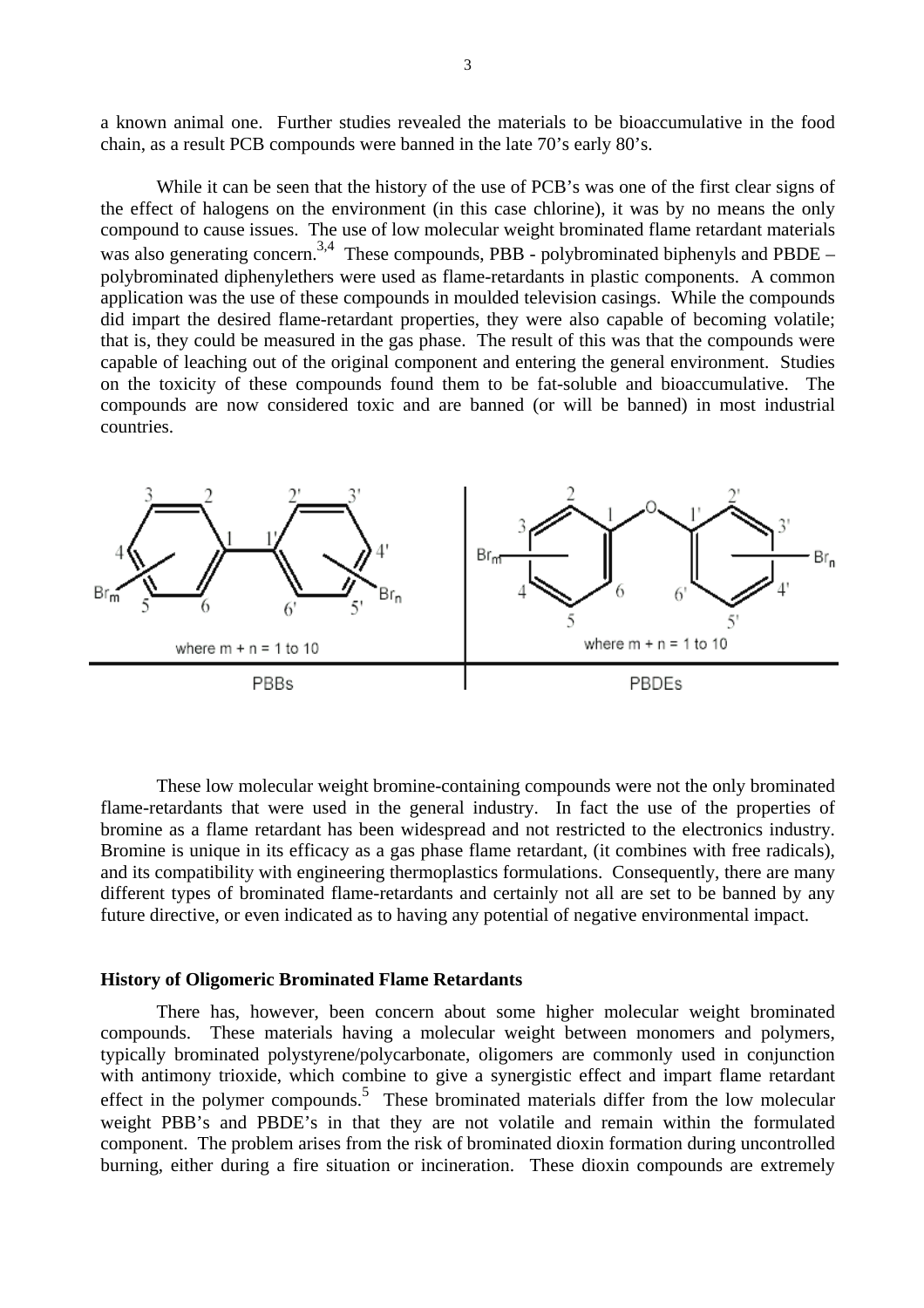a known animal one. Further studies revealed the materials to be bioaccumulative in the food chain, as a result PCB compounds were banned in the late 70's early 80's.

While it can be seen that the history of the use of PCB's was one of the first clear signs of the effect of halogens on the environment (in this case chlorine), it was by no means the only compound to cause issues. The use of low molecular weight brominated flame retardant materials was also generating concern.[3,4] These compounds, PBB - polybrominated biphenyls and PBDE – polybrominated diphenylethers were used as flame-retardants in plastic components. A common application was the use of these compounds in moulded television casings. While the compounds did impart the desired flame-retardant properties, they were also capable of becoming volatile; that is, they could be measured in the gas phase. The result of this was that the compounds were capable of leaching out of the original component and entering the general environment. Studies on the toxicity of these compounds found them to be fat-soluble and bioaccumulative. The compounds are now considered toxic and are banned (or will be banned) in most industrial countries.

These low molecular weight bromine-containing compounds were not the only brominated flame-retardants that were used in the general industry. In fact the use of the properties of bromine as a flame retardant has been widespread and not restricted to the electronics industry. Bromine is unique in its efficacy as a gas phase flame retardant, (it combines with free radicals), and its compatibility with engineering thermoplastics formulations. Consequently, there are many different types of brominated flame-retardants and certainly not all are set to be banned by any future directive, or even indicated as to having any potential of negative environmental impact.

**History of Oligomeric Brominated Flame Retardants**

There has, however, been concern about some higher molecular weight brominated compounds. These materials having a molecular weight between monomers and polymers, typically brominated polystyrene/polycarbonate, oligomers are commonly used in conjunction with antimony trioxide, which combine to give a synergistic effect and impart flame retardant effect in the polymer compounds.[5] These brominated materials differ from the low molecular weight PBB's and PBDE's in that they are not volatile and remain within the formulated component. The problem arises from the risk of brominated dioxin formation during uncontrolled burning, either during a fire situation or incineration. These dioxin compounds are extremely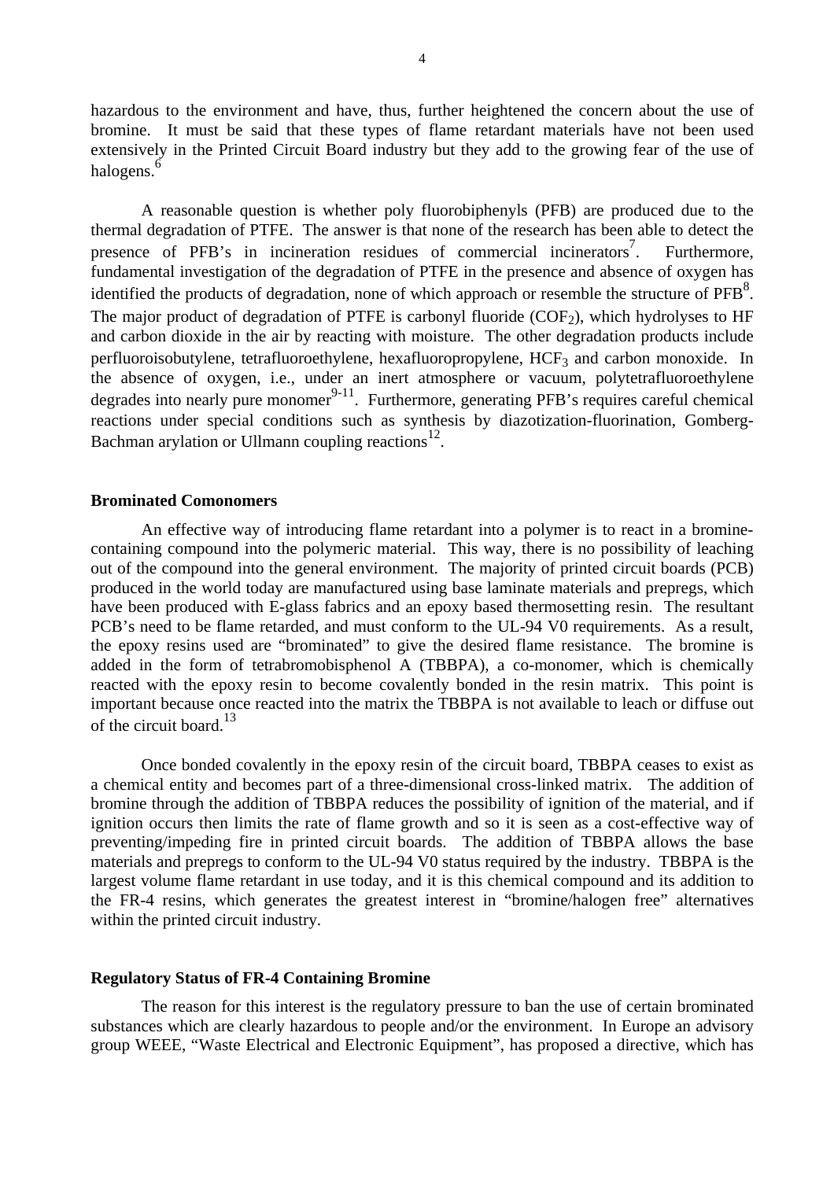hazardous to the environment and have, thus, further heightened the concern about the use of bromine. It must be said that these types of flame retardant materials have not been used extensively in the Printed Circuit Board industry but they add to the growing fear of the use of halogens.[6]

A reasonable question is whether poly fluorobiphenyls (PFB) are produced due to the thermal degradation of PTFE. The answer is that none of the research has been able to detect the presence of PFB's in incineration residues of commercial incinerators[7]. Furthermore, fundamental investigation of the degradation of PTFE in the presence and absence of oxygen has identified the products of degradation, none of which approach or resemble the structure of PFB[8]. The major product of degradation of PTFE is carbonyl fluoride ($COF_2$), which hydrolyses to HF and carbon dioxide in the air by reacting with moisture. The other degradation products include perfluoroisobutylene, tetrafluoroethylene, hexafluoropropylene, $HCF_3$ and carbon monoxide. In the absence of oxygen, i.e., under an inert atmosphere or vacuum, polytetrafluoroethylene degrades into nearly pure monomer[9-11]. Furthermore, generating PFB's requires careful chemical reactions under special conditions such as synthesis by diazotization-fluorination, Gomberg-Bachman arylation or Ullmann coupling reactions[12].

### Brominated Comonomers

An effective way of introducing flame retardant into a polymer is to react in a bromine-containing compound into the polymeric material. This way, there is no possibility of leaching out of the compound into the general environment. The majority of printed circuit boards (PCB) produced in the world today are manufactured using base laminate materials and prepregs, which have been produced with E-glass fabrics and an epoxy based thermosetting resin. The resultant PCB's need to be flame retarded, and must conform to the UL-94 V0 requirements. As a result, the epoxy resins used are "brominated" to give the desired flame resistance. The bromine is added in the form of tetrabromobisphenol A (TBBPA), a co-monomer, which is chemically reacted with the epoxy resin to become covalently bonded in the resin matrix. This point is important because once reacted into the matrix the TBBPA is not available to leach or diffuse out of the circuit board.[13]

Once bonded covalently in the epoxy resin of the circuit board, TBBPA ceases to exist as a chemical entity and becomes part of a three-dimensional cross-linked matrix. The addition of bromine through the addition of TBBPA reduces the possibility of ignition of the material, and if ignition occurs then limits the rate of flame growth and so it is seen as a cost-effective way of preventing/impeding fire in printed circuit boards. The addition of TBBPA allows the base materials and prepregs to conform to the UL-94 V0 status required by the industry. TBBPA is the largest volume flame retardant in use today, and it is this chemical compound and its addition to the FR-4 resins, which generates the greatest interest in "bromine/halogen free" alternatives within the printed circuit industry.

### Regulatory Status of FR-4 Containing Bromine

The reason for this interest is the regulatory pressure to ban the use of certain brominated substances which are clearly hazardous to people and/or the environment. In Europe an advisory group WEEE, "Waste Electrical and Electronic Equipment", has proposed a directive, which has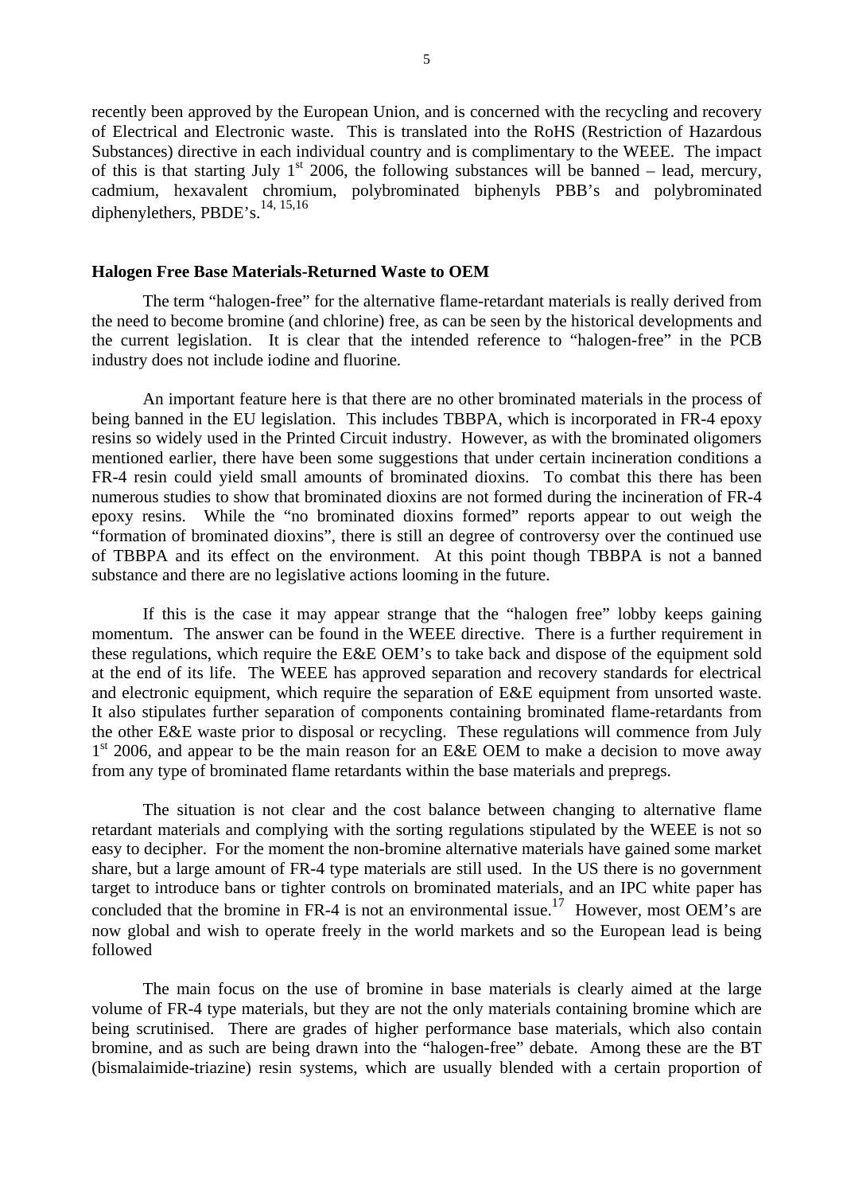recently been approved by the European Union, and is concerned with the recycling and recovery of Electrical and Electronic waste. This is translated into the RoHS (Restriction of Hazardous Substances) directive in each individual country and is complimentary to the WEEE. The impact of this is that starting July 1st 2006, the following substances will be banned – lead, mercury, cadmium, hexavalent chromium, polybrominated biphenyls PBB's and polybrominated diphenylethers, PBDE's.[14, 15,16]

**Halogen Free Base Materials-Returned Waste to OEM**

The term "halogen-free" for the alternative flame-retardant materials is really derived from the need to become bromine (and chlorine) free, as can be seen by the historical developments and the current legislation. It is clear that the intended reference to "halogen-free" in the PCB industry does not include iodine and fluorine.

An important feature here is that there are no other brominated materials in the process of being banned in the EU legislation. This includes TBBPA, which is incorporated in FR-4 epoxy resins so widely used in the Printed Circuit industry. However, as with the brominated oligomers mentioned earlier, there have been some suggestions that under certain incineration conditions a FR-4 resin could yield small amounts of brominated dioxins. To combat this there has been numerous studies to show that brominated dioxins are not formed during the incineration of FR-4 epoxy resins. While the "no brominated dioxins formed" reports appear to out weigh the "formation of brominated dioxins", there is still an degree of controversy over the continued use of TBBPA and its effect on the environment. At this point though TBBPA is not a banned substance and there are no legislative actions looming in the future.

If this is the case it may appear strange that the "halogen free" lobby keeps gaining momentum. The answer can be found in the WEEE directive. There is a further requirement in these regulations, which require the E&E OEM's to take back and dispose of the equipment sold at the end of its life. The WEEE has approved separation and recovery standards for electrical and electronic equipment, which require the separation of E&E equipment from unsorted waste. It also stipulates further separation of components containing brominated flame-retardants from the other E&E waste prior to disposal or recycling. These regulations will commence from July 1st 2006, and appear to be the main reason for an E&E OEM to make a decision to move away from any type of brominated flame retardants within the base materials and prepregs.

The situation is not clear and the cost balance between changing to alternative flame retardant materials and complying with the sorting regulations stipulated by the WEEE is not so easy to decipher. For the moment the non-bromine alternative materials have gained some market share, but a large amount of FR-4 type materials are still used. In the US there is no government target to introduce bans or tighter controls on brominated materials, and an IPC white paper has concluded that the bromine in FR-4 is not an environmental issue.[17] However, most OEM's are now global and wish to operate freely in the world markets and so the European lead is being followed

The main focus on the use of bromine in base materials is clearly aimed at the large volume of FR-4 type materials, but they are not the only materials containing bromine which are being scrutinised. There are grades of higher performance base materials, which also contain bromine, and as such are being drawn into the "halogen-free" debate. Among these are the BT (bismalaimide-triazine) resin systems, which are usually blended with a certain proportion of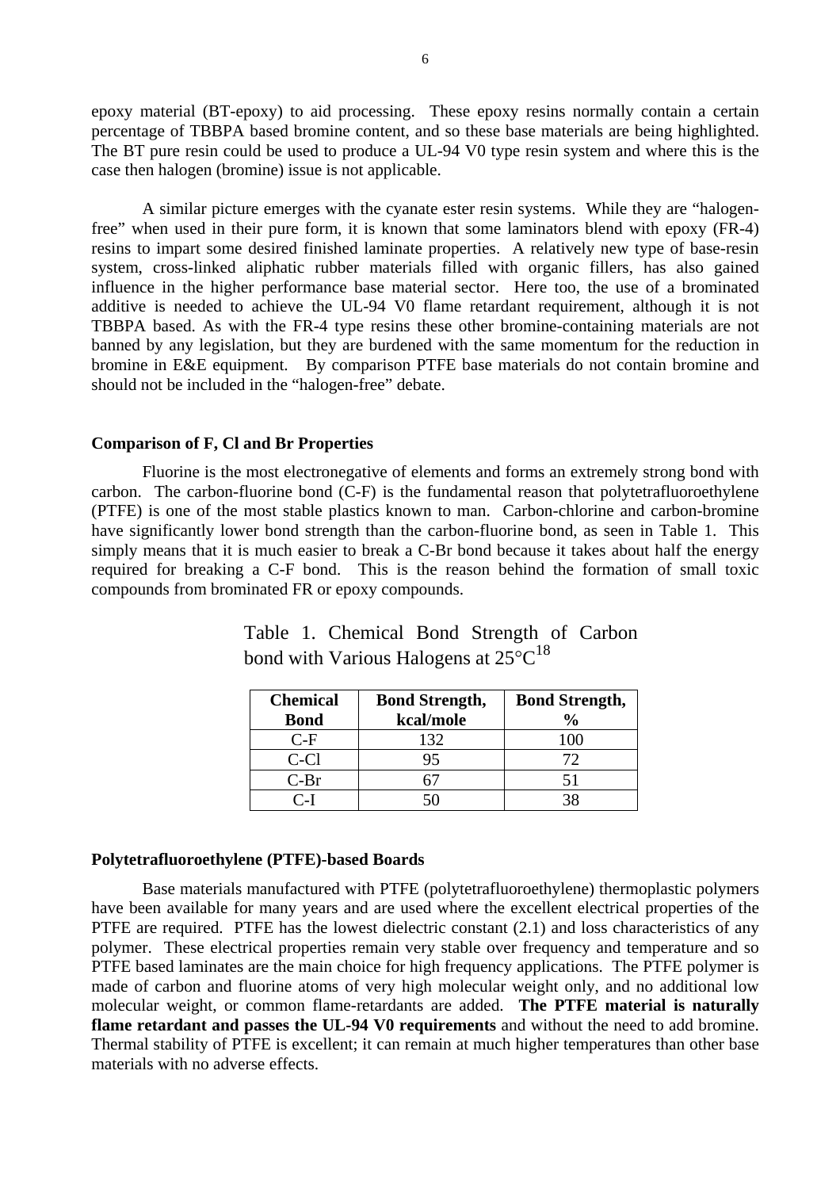epoxy material (BT-epoxy) to aid processing. These epoxy resins normally contain a certain percentage of TBBPA based bromine content, and so these base materials are being highlighted. The BT pure resin could be used to produce a UL-94 V0 type resin system and where this is the case then halogen (bromine) issue is not applicable.

A similar picture emerges with the cyanate ester resin systems. While they are "halogen-free" when used in their pure form, it is known that some laminators blend with epoxy (FR-4) resins to impart some desired finished laminate properties. A relatively new type of base-resin system, cross-linked aliphatic rubber materials filled with organic fillers, has also gained influence in the higher performance base material sector. Here too, the use of a brominated additive is needed to achieve the UL-94 V0 flame retardant requirement, although it is not TBBPA based. As with the FR-4 type resins these other bromine-containing materials are not banned by any legislation, but they are burdened with the same momentum for the reduction in bromine in E&E equipment. By comparison PTFE base materials do not contain bromine and should not be included in the "halogen-free" debate.

### Comparison of F, Cl and Br Properties

Fluorine is the most electronegative of elements and forms an extremely strong bond with carbon. The carbon-fluorine bond (C-F) is the fundamental reason that polytetrafluoroethylene (PTFE) is one of the most stable plastics known to man. Carbon-chlorine and carbon-bromine have significantly lower bond strength than the carbon-fluorine bond, as seen in Table 1. This simply means that it is much easier to break a C-Br bond because it takes about half the energy required for breaking a C-F bond. This is the reason behind the formation of small toxic compounds from brominated FR or epoxy compounds.

Table 1. Chemical Bond Strength of Carbon bond with Various Halogens at 25°C[18]

| Chemical Bond | Bond Strength, kcal/mole | Bond Strength, % |
|---|---|---|
| C-F | 132 | 100 |
| C-Cl | 95 | 72 |
| C-Br | 67 | 51 |
| C-I | 50 | 38 |

### Polytetrafluoroethylene (PTFE)-based Boards

Base materials manufactured with PTFE (polytetrafluoroethylene) thermoplastic polymers have been available for many years and are used where the excellent electrical properties of the PTFE are required. PTFE has the lowest dielectric constant (2.1) and loss characteristics of any polymer. These electrical properties remain very stable over frequency and temperature and so PTFE based laminates are the main choice for high frequency applications. The PTFE polymer is made of carbon and fluorine atoms of very high molecular weight only, and no additional low molecular weight, or common flame-retardants are added. **The PTFE material is naturally flame retardant and passes the UL-94 V0 requirements** and without the need to add bromine. Thermal stability of PTFE is excellent; it can remain at much higher temperatures than other base materials with no adverse effects.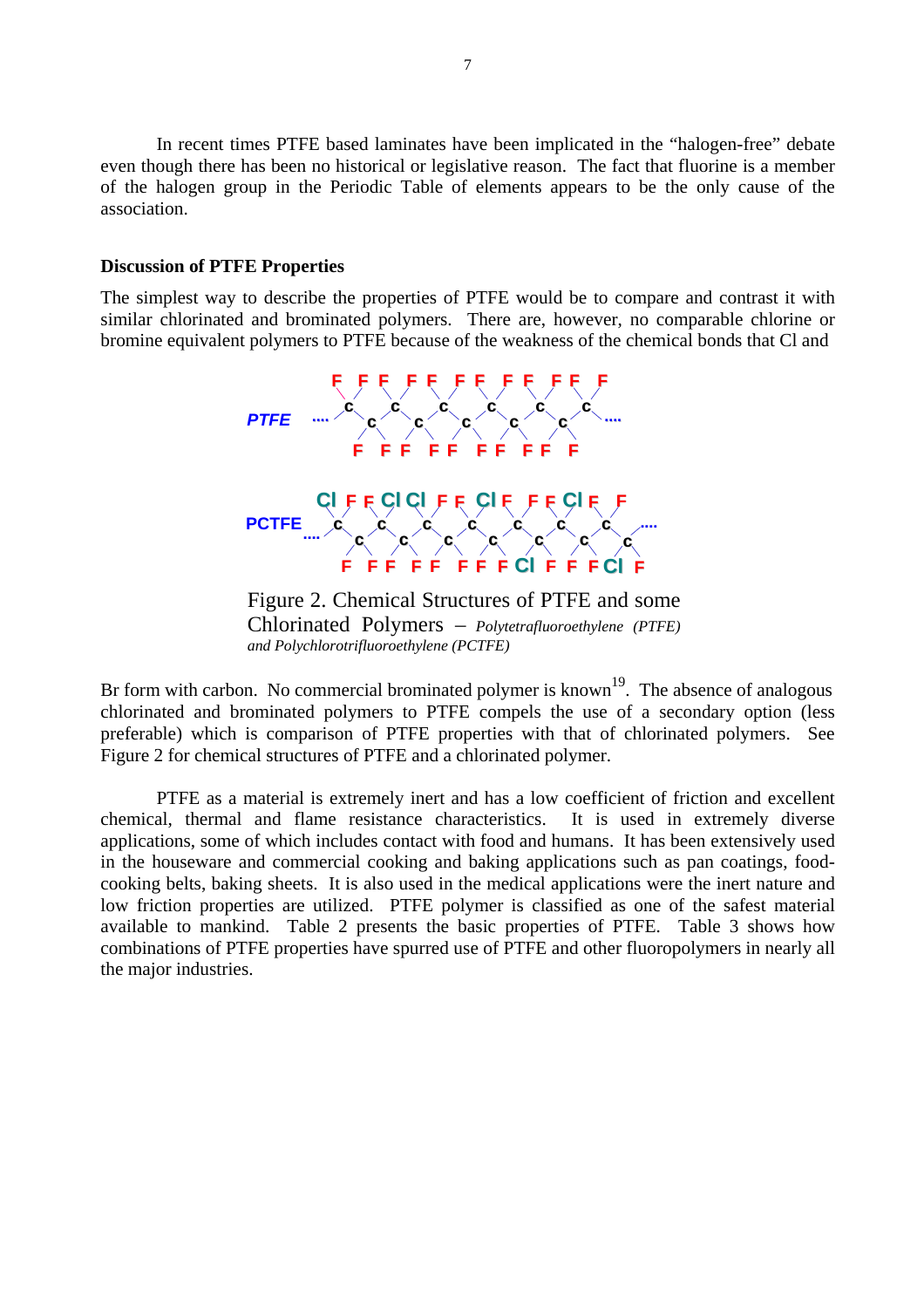In recent times PTFE based laminates have been implicated in the "halogen-free" debate even though there has been no historical or legislative reason. The fact that fluorine is a member of the halogen group in the Periodic Table of elements appears to be the only cause of the association.

**Discussion of PTFE Properties**

The simplest way to describe the properties of PTFE would be to compare and contrast it with similar chlorinated and brominated polymers. There are, however, no comparable chlorine or bromine equivalent polymers to PTFE because of the weakness of the chemical bonds that Cl and Br form with carbon. No commercial brominated polymer is known[19]. The absence of analogous chlorinated and brominated polymers to PTFE compels the use of a secondary option (less preferable) which is comparison of PTFE properties with that of chlorinated polymers. See Figure 2 for chemical structures of PTFE and a chlorinated polymer.

Figure 2. Chemical Structures of PTFE and some Chlorinated Polymers – *Polytetrafluoroethylene (PTFE) and Polychlorotrifluoroethylene (PCTFE)*

PTFE as a material is extremely inert and has a low coefficient of friction and excellent chemical, thermal and flame resistance characteristics. It is used in extremely diverse applications, some of which includes contact with food and humans. It has been extensively used in the houseware and commercial cooking and baking applications such as pan coatings, food-cooking belts, baking sheets. It is also used in the medical applications were the inert nature and low friction properties are utilized. PTFE polymer is classified as one of the safest material available to mankind. Table 2 presents the basic properties of PTFE. Table 3 shows how combinations of PTFE properties have spurred use of PTFE and other fluoropolymers in nearly all the major industries.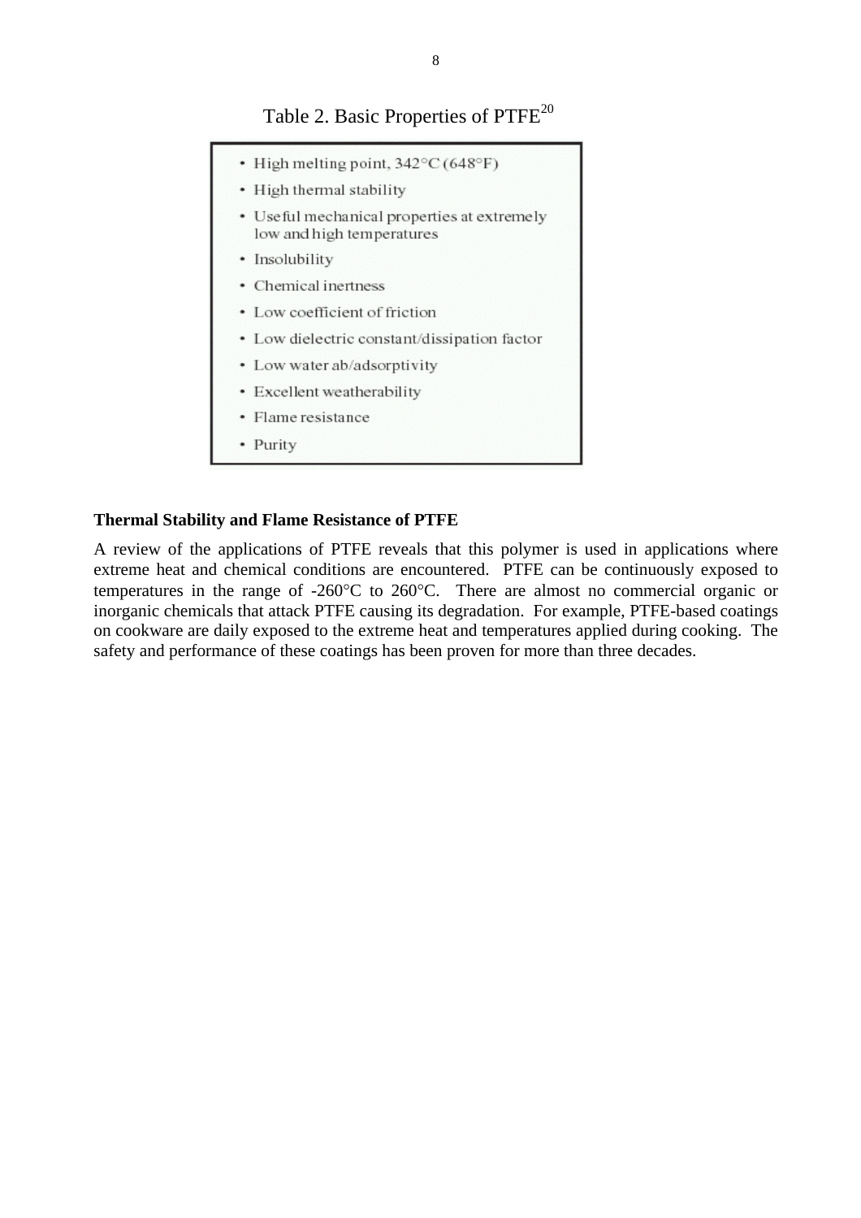Table 2. Basic Properties of PTFE[20]

- High melting point, 342°C (648°F)
- High thermal stability
- Useful mechanical properties at extremely low and high temperatures
- Insolubility
- Chemical inertness
- Low coefficient of friction
- Low dielectric constant/dissipation factor
- Low water ab/adsorptivity
- Excellent weatherability
- Flame resistance
- Purity

**Thermal Stability and Flame Resistance of PTFE**

A review of the applications of PTFE reveals that this polymer is used in applications where extreme heat and chemical conditions are encountered. PTFE can be continuously exposed to temperatures in the range of -260°C to 260°C. There are almost no commercial organic or inorganic chemicals that attack PTFE causing its degradation. For example, PTFE-based coatings on cookware are daily exposed to the extreme heat and temperatures applied during cooking. The safety and performance of these coatings has been proven for more than three decades.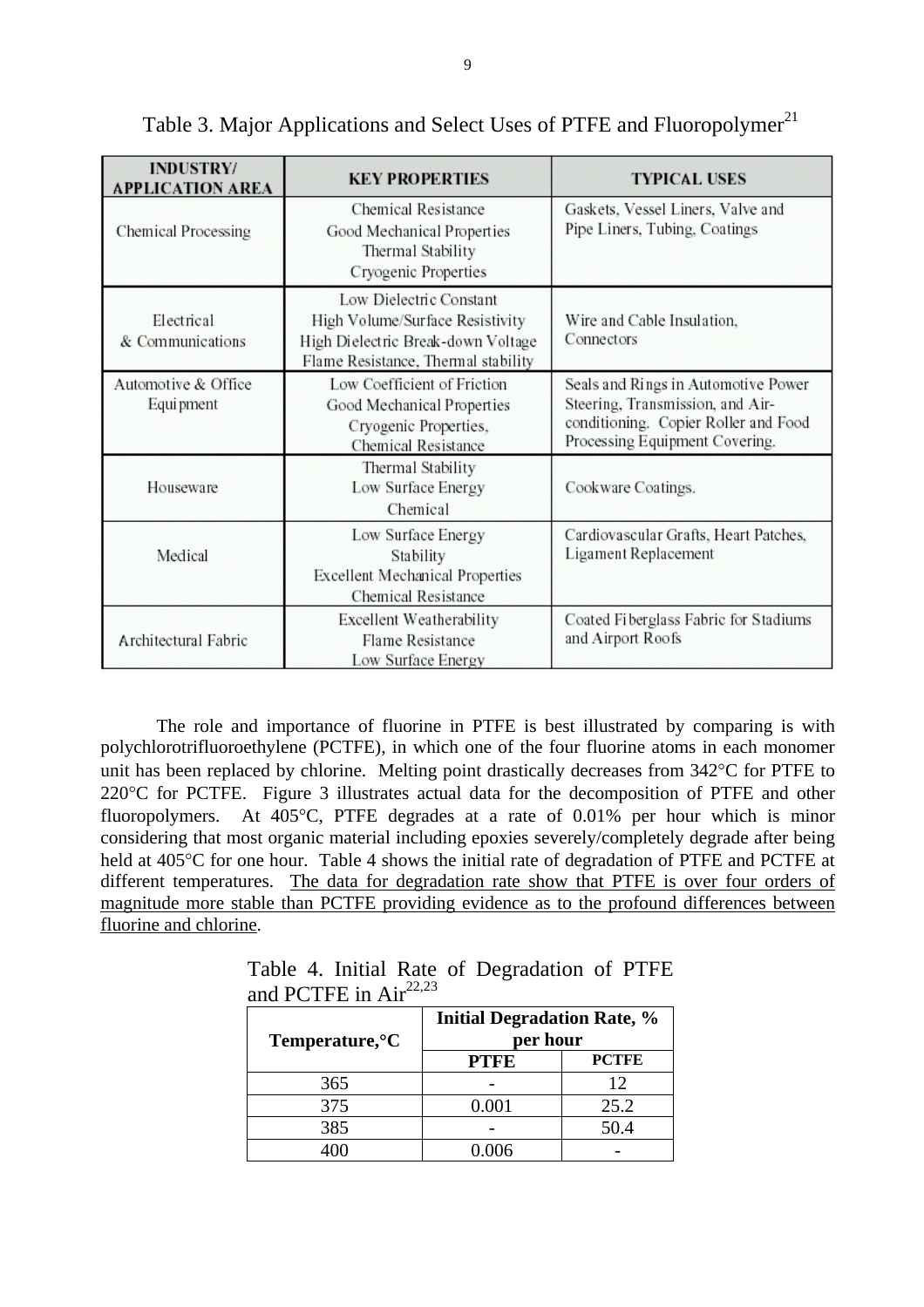Table 3. Major Applications and Select Uses of PTFE and Fluoropolymer[21]

| INDUSTRY/ APPLICATION AREA | KEY PROPERTIES | TYPICAL USES |
|---|---|---|
| Chemical Processing | Chemical Resistance<br>Good Mechanical Properties<br>Thermal Stability<br>Cryogenic Properties | Gaskets, Vessel Liners, Valve and Pipe Liners, Tubing, Coatings |
| Electrical & Communications | Low Dielectric Constant<br>High Volume/Surface Resistivity<br>High Dielectric Break-down Voltage<br>Flame Resistance, Thermal stability | Wire and Cable Insulation, Connectors |
| Automotive & Office Equipment | Low Coefficient of Friction<br>Good Mechanical Properties<br>Cryogenic Properties,<br>Chemical Resistance | Seals and Rings in Automotive Power Steering, Transmission, and Air-conditioning. Copier Roller and Food Processing Equipment Covering. |
| Houseware | Thermal Stability<br>Low Surface Energy<br>Chemical | Cookware Coatings. |
| Medical | Low Surface Energy<br>Stability<br>Excellent Mechanical Properties<br>Chemical Resistance | Cardiovascular Grafts, Heart Patches, Ligament Replacement |
| Architectural Fabric | Excellent Weatherability<br>Flame Resistance<br>Low Surface Energy | Coated Fiberglass Fabric for Stadiums and Airport Roofs |

The role and importance of fluorine in PTFE is best illustrated by comparing is with polychlorotrifluoroethylene (PCTFE), in which one of the four fluorine atoms in each monomer unit has been replaced by chlorine. Melting point drastically decreases from 342°C for PTFE to 220°C for PCTFE. Figure 3 illustrates actual data for the decomposition of PTFE and other fluoropolymers. At 405°C, PTFE degrades at a rate of 0.01% per hour which is minor considering that most organic material including epoxies severely/completely degrade after being held at 405°C for one hour. Table 4 shows the initial rate of degradation of PTFE and PCTFE at different temperatures. <u>The data for degradation rate show that PTFE is over four orders of magnitude more stable than PCTFE providing evidence as to the profound differences between fluorine and chlorine</u>.

Table 4. Initial Rate of Degradation of PTFE and PCTFE in Air[22,23]

| Temperature,°C | Initial Degradation Rate, % per hour | |
|---|---|---|
| | **PTFE** | **PCTFE** |
| 365 | - | 12 |
| 375 | 0.001 | 25.2 |
| 385 | - | 50.4 |
| 400 | 0.006 | - |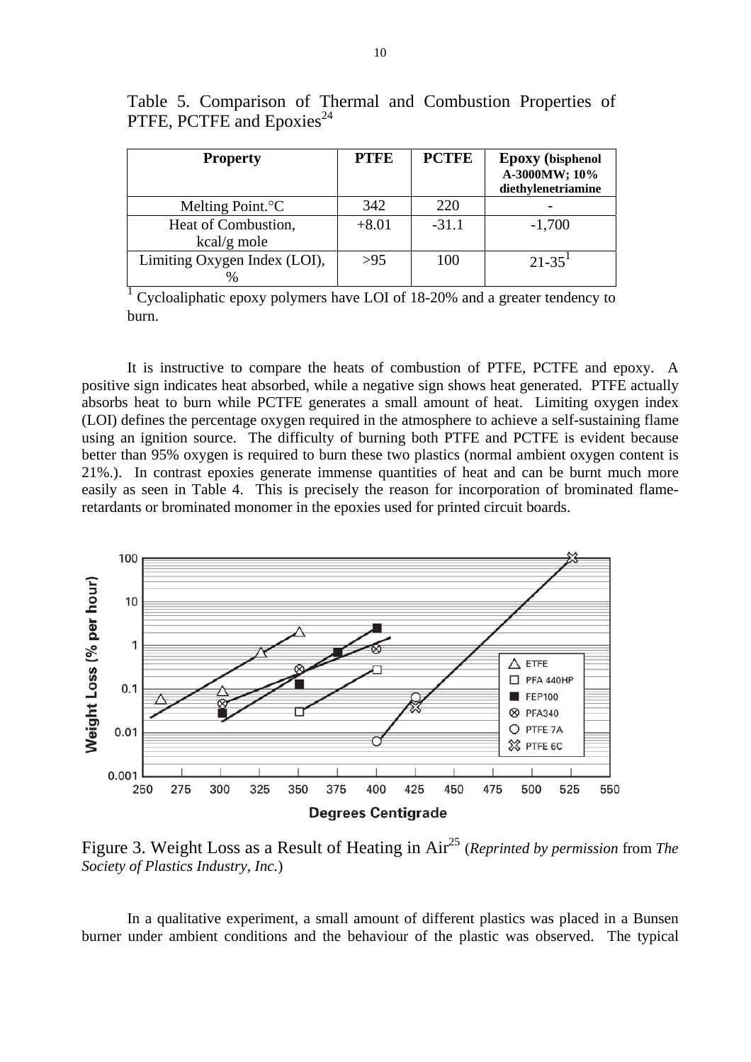Table 5. Comparison of Thermal and Combustion Properties of PTFE, PCTFE and Epoxies[24]

| Property | PTFE | PCTFE | Epoxy (bisphenol A-3000MW; 10% diethylenetriamine |
|---|---|---|---|
| Melting Point.°C | 342 | 220 | - |
| Heat of Combustion, kcal/g mole | +8.01 | -31.1 | -1,700 |
| Limiting Oxygen Index (LOI), % | >95 | 100 | 21-35[1] |

[1] Cycloaliphatic epoxy polymers have LOI of 18-20% and a greater tendency to burn.

It is instructive to compare the heats of combustion of PTFE, PCTFE and epoxy. A positive sign indicates heat absorbed, while a negative sign shows heat generated. PTFE actually absorbs heat to burn while PCTFE generates a small amount of heat. Limiting oxygen index (LOI) defines the percentage oxygen required in the atmosphere to achieve a self-sustaining flame using an ignition source. The difficulty of burning both PTFE and PCTFE is evident because better than 95% oxygen is required to burn these two plastics (normal ambient oxygen content is 21%.). In contrast epoxies generate immense quantities of heat and can be burnt much more easily as seen in Table 4. This is precisely the reason for incorporation of brominated flame-retardants or brominated monomer in the epoxies used for printed circuit boards.

Figure 3. Weight Loss as a Result of Heating in Air[25] (*Reprinted by permission* from *The Society of Plastics Industry, Inc.*)

In a qualitative experiment, a small amount of different plastics was placed in a Bunsen burner under ambient conditions and the behaviour of the plastic was observed. The typical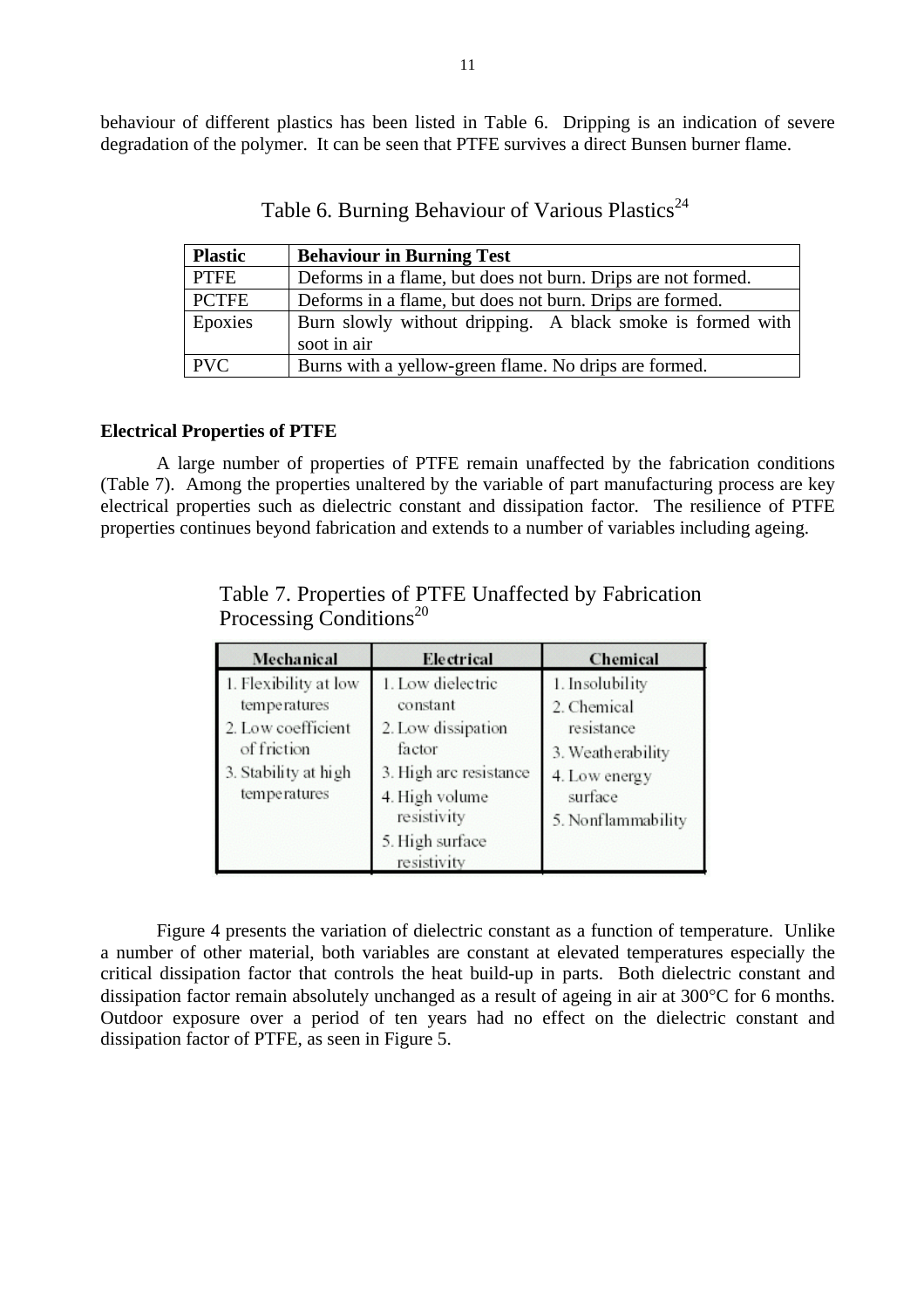behaviour of different plastics has been listed in Table 6. Dripping is an indication of severe degradation of the polymer. It can be seen that PTFE survives a direct Bunsen burner flame.

Table 6. Burning Behaviour of Various Plastics[24]

| Plastic | Behaviour in Burning Test |
|---|---|
| PTFE | Deforms in a flame, but does not burn. Drips are not formed. |
| PCTFE | Deforms in a flame, but does not burn. Drips are formed. |
| Epoxies | Burn slowly without dripping. A black smoke is formed with soot in air |
| PVC | Burns with a yellow-green flame. No drips are formed. |

**Electrical Properties of PTFE**

A large number of properties of PTFE remain unaffected by the fabrication conditions (Table 7). Among the properties unaltered by the variable of part manufacturing process are key electrical properties such as dielectric constant and dissipation factor. The resilience of PTFE properties continues beyond fabrication and extends to a number of variables including ageing.

Table 7. Properties of PTFE Unaffected by Fabrication Processing Conditions[20]

| Mechanical | Electrical | Chemical |
|---|---|---|
| 1. Flexibility at low temperatures<br>2. Low coefficient of friction<br>3. Stability at high temperatures | 1. Low dielectric constant<br>2. Low dissipation factor<br>3. High arc resistance<br>4. High volume resistivity<br>5. High surface resistivity | 1. Insolubility<br>2. Chemical resistance<br>3. Weatherability<br>4. Low energy surface<br>5. Nonflammability |

Figure 4 presents the variation of dielectric constant as a function of temperature. Unlike a number of other material, both variables are constant at elevated temperatures especially the critical dissipation factor that controls the heat build-up in parts. Both dielectric constant and dissipation factor remain absolutely unchanged as a result of ageing in air at 300°C for 6 months. Outdoor exposure over a period of ten years had no effect on the dielectric constant and dissipation factor of PTFE, as seen in Figure 5.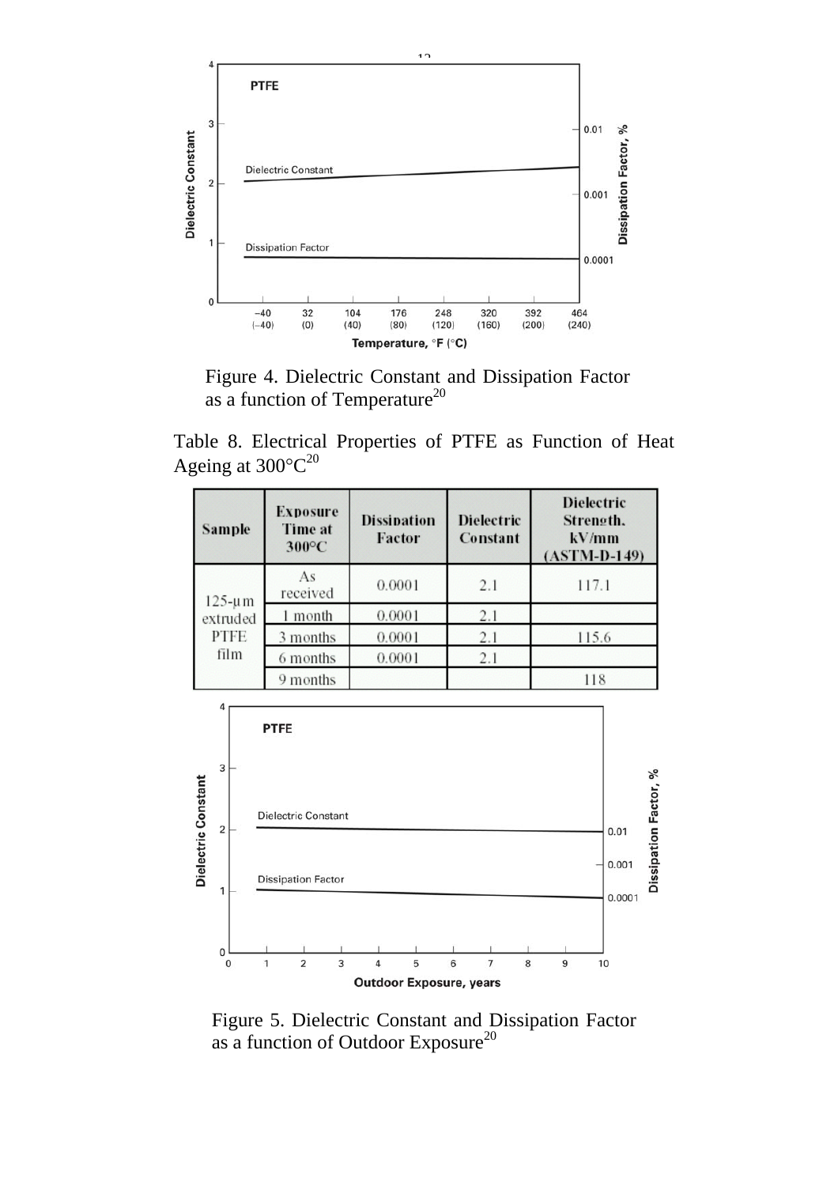Figure 4. Dielectric Constant and Dissipation Factor as a function of Temperature[20]

Table 8. Electrical Properties of PTFE as Function of Heat Ageing at 300°C[20]

| Sample | Exposure Time at 300°C | Dissipation Factor | Dielectric Constant | Dielectric Strength, kV/mm (ASTM-D-149) |
|---|---|---|---|---|
| 125-µm extruded PTFE film | As received | 0.0001 | 2.1 | 117.1 |
| | 1 month | 0.0001 | 2.1 | |
| | 3 months | 0.0001 | 2.1 | 115.6 |
| | 6 months | 0.0001 | 2.1 | |
| | 9 months | | | 118 |

Figure 5. Dielectric Constant and Dissipation Factor as a function of Outdoor Exposure[20]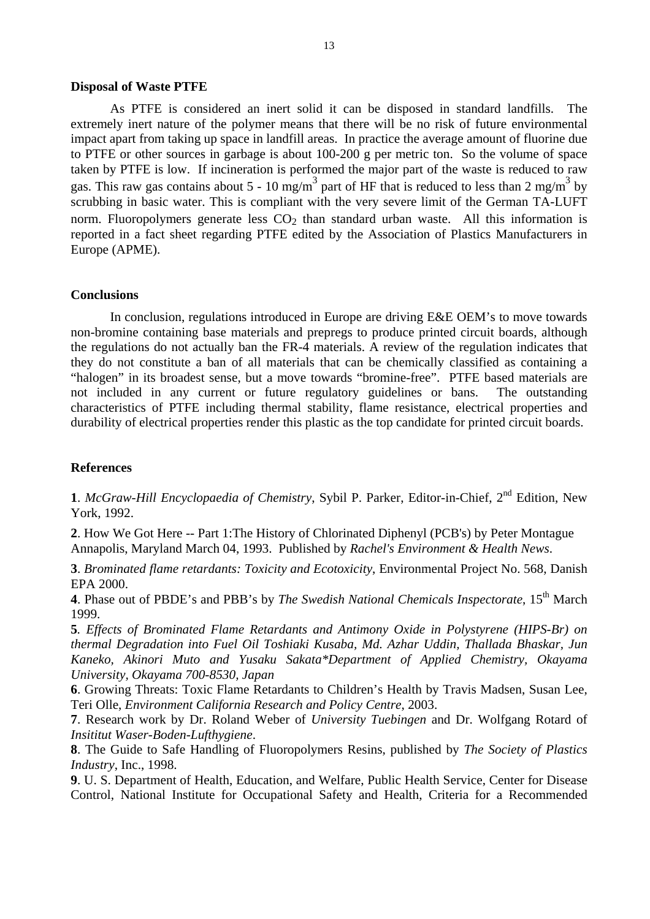**Disposal of Waste PTFE**

As PTFE is considered an inert solid it can be disposed in standard landfills. The extremely inert nature of the polymer means that there will be no risk of future environmental impact apart from taking up space in landfill areas. In practice the average amount of fluorine due to PTFE or other sources in garbage is about 100-200 g per metric ton. So the volume of space taken by PTFE is low. If incineration is performed the major part of the waste is reduced to raw gas. This raw gas contains about 5 - 10 $mg/m^3$ part of HF that is reduced to less than 2 $mg/m^3$ by scrubbing in basic water. This is compliant with the very severe limit of the German TA-LUFT norm. Fluoropolymers generate less $CO_2$ than standard urban waste. All this information is reported in a fact sheet regarding PTFE edited by the Association of Plastics Manufacturers in Europe (APME).

**Conclusions**

In conclusion, regulations introduced in Europe are driving E&E OEM's to move towards non-bromine containing base materials and prepregs to produce printed circuit boards, although the regulations do not actually ban the FR-4 materials. A review of the regulation indicates that they do not constitute a ban of all materials that can be chemically classified as containing a "halogen" in its broadest sense, but a move towards "bromine-free". PTFE based materials are not included in any current or future regulatory guidelines or bans. The outstanding characteristics of PTFE including thermal stability, flame resistance, electrical properties and durability of electrical properties render this plastic as the top candidate for printed circuit boards.

**References**

**1**. *McGraw-Hill Encyclopaedia of Chemistry*, Sybil P. Parker, Editor-in-Chief, 2nd Edition, New York, 1992.

**2**. How We Got Here -- Part 1:The History of Chlorinated Diphenyl (PCB's) by Peter Montague Annapolis, Maryland March 04, 1993. Published by *Rachel's Environment & Health News*.

**3**. *Brominated flame retardants: Toxicity and Ecotoxicity*, Environmental Project No. 568, Danish EPA 2000.

**4**. Phase out of PBDE's and PBB's by *The Swedish National Chemicals Inspectorate*, 15th March 1999.

**5**. *Effects of Brominated Flame Retardants and Antimony Oxide in Polystyrene (HIPS-Br) on thermal Degradation into Fuel Oil Toshiaki Kusaba, Md. Azhar Uddin, Thallada Bhaskar, Jun Kaneko, Akinori Muto and Yusaku Sakata*Department of Applied Chemistry, Okayama University, Okayama 700-8530, Japan*

**6**. Growing Threats: Toxic Flame Retardants to Children's Health by Travis Madsen, Susan Lee, Teri Olle, *Environment California Research and Policy Centre*, 2003.

**7**. Research work by Dr. Roland Weber of *University Tuebingen* and Dr. Wolfgang Rotard of *Insititut Waser-Boden-Lufthygiene*.

**8**. The Guide to Safe Handling of Fluoropolymers Resins, published by *The Society of Plastics Industry*, Inc., 1998.

**9**. U. S. Department of Health, Education, and Welfare, Public Health Service, Center for Disease Control, National Institute for Occupational Safety and Health, Criteria for a Recommended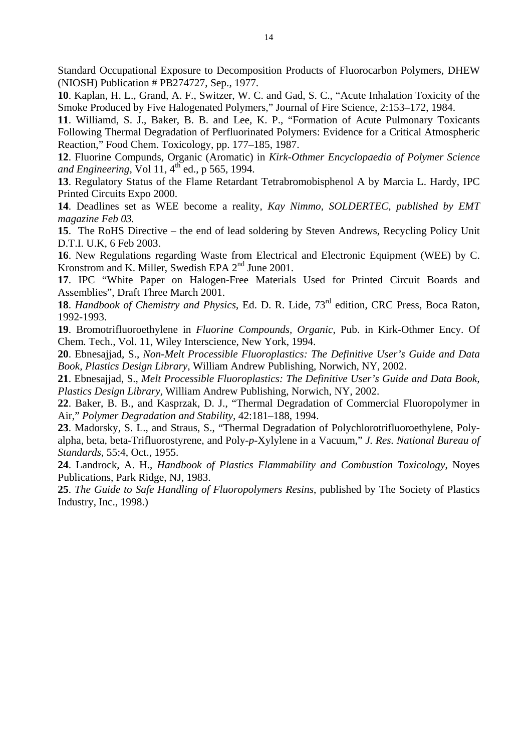Standard Occupational Exposure to Decomposition Products of Fluorocarbon Polymers, DHEW (NIOSH) Publication # PB274727, Sep., 1977.

**10**. Kaplan, H. L., Grand, A. F., Switzer, W. C. and Gad, S. C., "Acute Inhalation Toxicity of the Smoke Produced by Five Halogenated Polymers," Journal of Fire Science, 2:153–172, 1984.

**11**. Williamd, S. J., Baker, B. B. and Lee, K. P., "Formation of Acute Pulmonary Toxicants Following Thermal Degradation of Perfluorinated Polymers: Evidence for a Critical Atmospheric Reaction," Food Chem. Toxicology, pp. 177–185, 1987.

**12**. Fluorine Compunds, Organic (Aromatic) in *Kirk-Othmer Encyclopaedia of Polymer Science and Engineering*, Vol 11, 4th ed., p 565, 1994.

**13**. Regulatory Status of the Flame Retardant Tetrabromobisphenol A by Marcia L. Hardy, IPC Printed Circuits Expo 2000.

**14**. Deadlines set as WEE become a reality, *Kay Nimmo, SOLDERTEC, published by EMT magazine Feb 03.*

**15**. The RoHS Directive – the end of lead soldering by Steven Andrews, Recycling Policy Unit D.T.I. U.K, 6 Feb 2003.

**16**. New Regulations regarding Waste from Electrical and Electronic Equipment (WEE) by C. Kronstrom and K. Miller, Swedish EPA 2nd June 2001.

**17**. IPC "White Paper on Halogen-Free Materials Used for Printed Circuit Boards and Assemblies", Draft Three March 2001.

**18**. *Handbook of Chemistry and Physics*, Ed. D. R. Lide, 73rd edition, CRC Press, Boca Raton, 1992-1993.

**19**. Bromotrifluoroethylene in *Fluorine Compounds, Organic*, Pub. in Kirk-Othmer Ency. Of Chem. Tech., Vol. 11, Wiley Interscience, New York, 1994.

**20**. Ebnesajjad, S., *Non-Melt Processible Fluoroplastics: The Definitive User's Guide and Data Book, Plastics Design Library*, William Andrew Publishing, Norwich, NY, 2002.

**21**. Ebnesajjad, S., *Melt Processible Fluoroplastics: The Definitive User's Guide and Data Book, Plastics Design Library*, William Andrew Publishing, Norwich, NY, 2002.

**22**. Baker, B. B., and Kasprzak, D. J., "Thermal Degradation of Commercial Fluoropolymer in Air," *Polymer Degradation and Stability*, 42:181–188, 1994.

**23**. Madorsky, S. L., and Straus, S., "Thermal Degradation of Polychlorotrifluoroethylene, Poly-alpha, beta, beta-Trifluorostyrene, and Poly-*p*-Xylylene in a Vacuum," *J. Res. National Bureau of Standards*, 55:4, Oct., 1955.

**24**. Landrock, A. H., *Handbook of Plastics Flammability and Combustion Toxicology*, Noyes Publications, Park Ridge, NJ, 1983.

**25**. *The Guide to Safe Handling of Fluoropolymers Resins*, published by The Society of Plastics Industry, Inc., 1998.)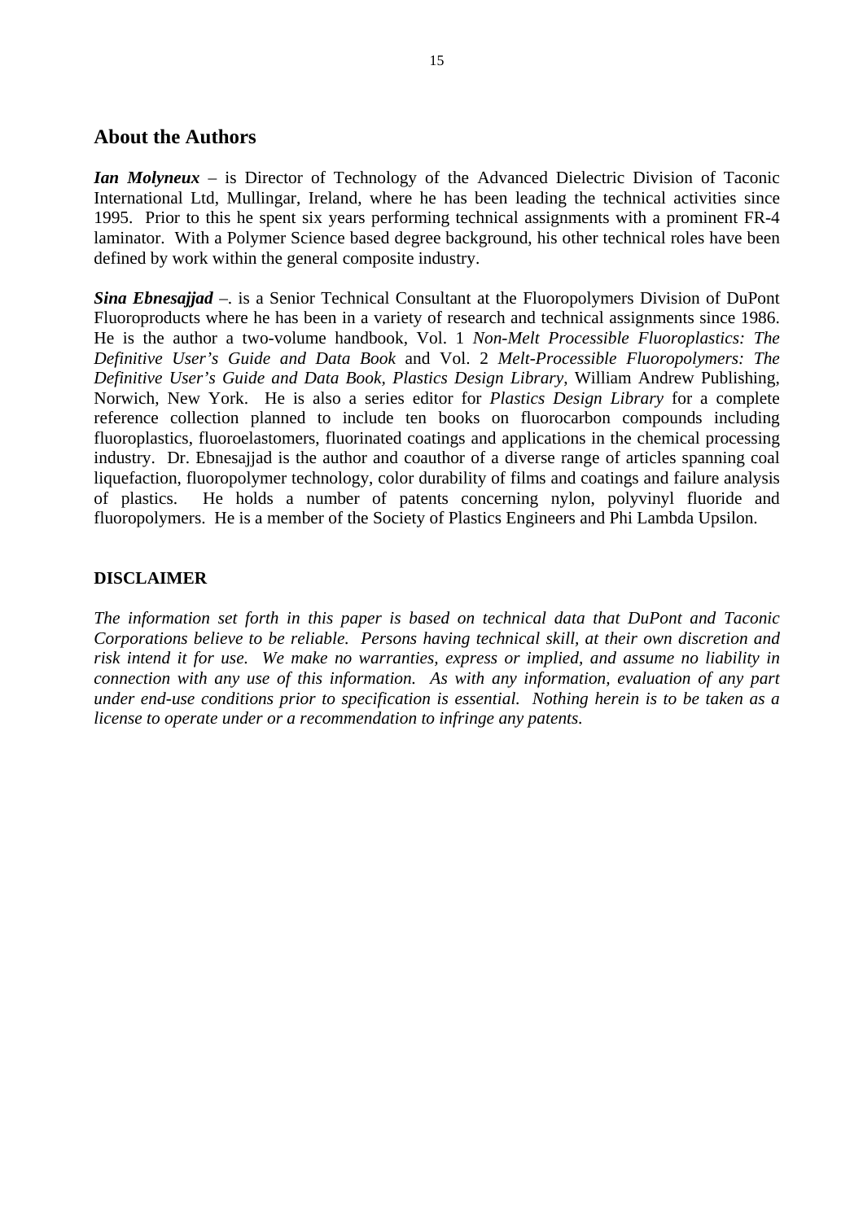## About the Authors

***Ian Molyneux*** – is Director of Technology of the Advanced Dielectric Division of Taconic International Ltd, Mullingar, Ireland, where he has been leading the technical activities since 1995. Prior to this he spent six years performing technical assignments with a prominent FR-4 laminator. With a Polymer Science based degree background, his other technical roles have been defined by work within the general composite industry.

***Sina Ebnesajjad*** –. is a Senior Technical Consultant at the Fluoropolymers Division of DuPont Fluoroproducts where he has been in a variety of research and technical assignments since 1986. He is the author a two-volume handbook, Vol. 1 *Non-Melt Processible Fluoroplastics: The Definitive User's Guide and Data Book* and Vol. 2 *Melt-Processible Fluoropolymers: The Definitive User's Guide and Data Book, Plastics Design Library*, William Andrew Publishing, Norwich, New York. He is also a series editor for *Plastics Design Library* for a complete reference collection planned to include ten books on fluorocarbon compounds including fluoroplastics, fluoroelastomers, fluorinated coatings and applications in the chemical processing industry. Dr. Ebnesajjad is the author and coauthor of a diverse range of articles spanning coal liquefaction, fluoropolymer technology, color durability of films and coatings and failure analysis of plastics. He holds a number of patents concerning nylon, polyvinyl fluoride and fluoropolymers. He is a member of the Society of Plastics Engineers and Phi Lambda Upsilon.

**DISCLAIMER**

*The information set forth in this paper is based on technical data that DuPont and Taconic Corporations believe to be reliable. Persons having technical skill, at their own discretion and risk intend it for use. We make no warranties, express or implied, and assume no liability in connection with any use of this information. As with any information, evaluation of any part under end-use conditions prior to specification is essential. Nothing herein is to be taken as a license to operate under or a recommendation to infringe any patents.*